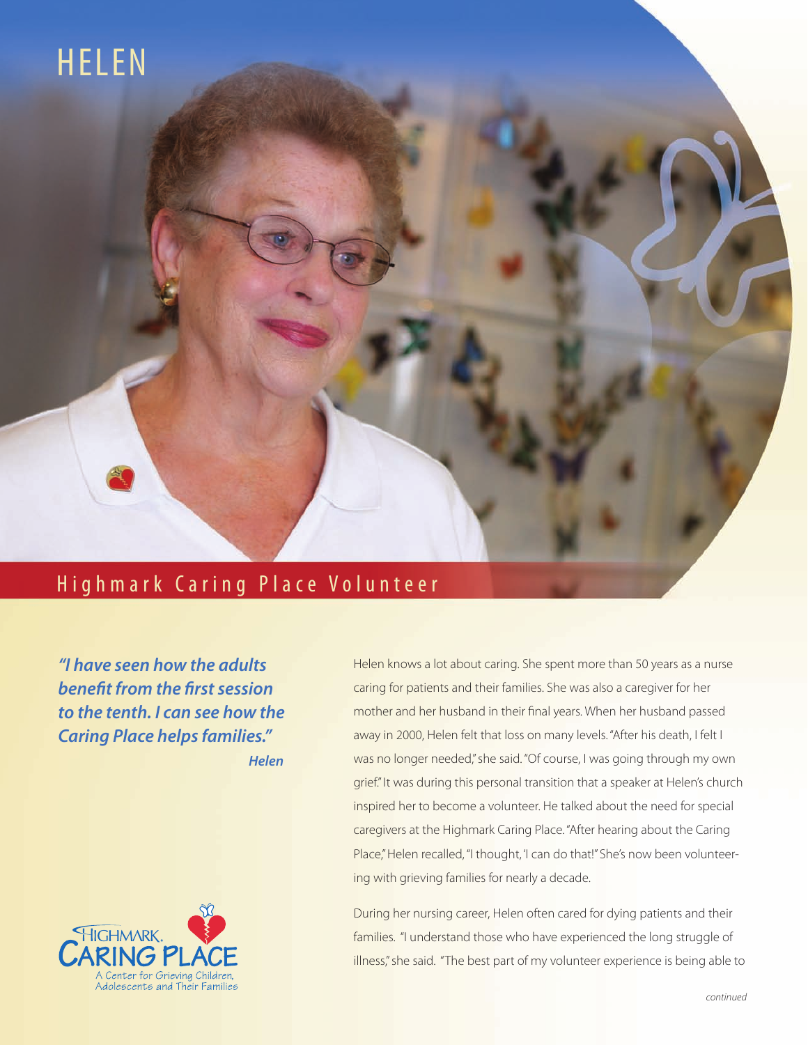# HELEN

## Highmark Caring Place Volunteer

***"I have seen how the adults benefit from the first session to the tenth. I can see how the Caring Place helps families."***

***Helen***

HIGHMARK. CARING PLACE
A Center for Grieving Children, Adolescents and Their Families

Helen knows a lot about caring. She spent more than 50 years as a nurse caring for patients and their families. She was also a caregiver for her mother and her husband in their final years. When her husband passed away in 2000, Helen felt that loss on many levels. "After his death, I felt I was no longer needed," she said. "Of course, I was going through my own grief." It was during this personal transition that a speaker at Helen's church inspired her to become a volunteer. He talked about the need for special caregivers at the Highmark Caring Place. "After hearing about the Caring Place," Helen recalled, "I thought, 'I can do that!" She's now been volunteering with grieving families for nearly a decade.

During her nursing career, Helen often cared for dying patients and their families. "I understand those who have experienced the long struggle of illness," she said. "The best part of my volunteer experience is being able to

*continued*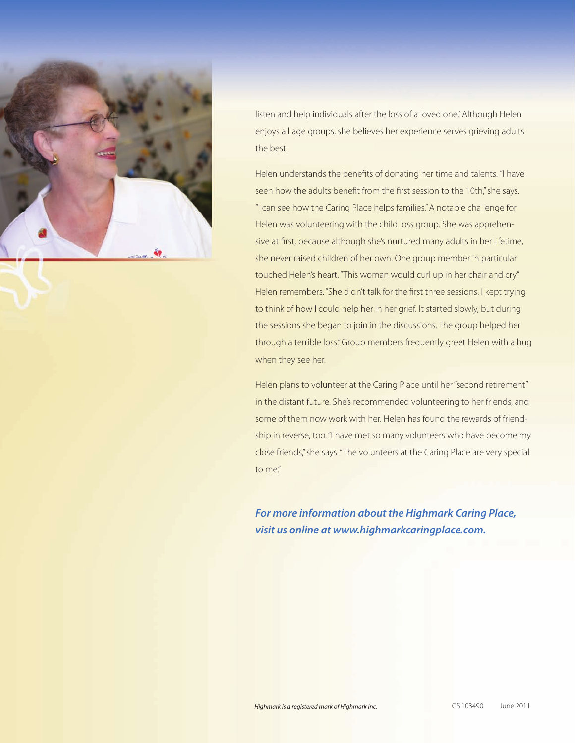listen and help individuals after the loss of a loved one." Although Helen enjoys all age groups, she believes her experience serves grieving adults the best.

Helen understands the benefits of donating her time and talents. "I have seen how the adults benefit from the first session to the 10th," she says. "I can see how the Caring Place helps families." A notable challenge for Helen was volunteering with the child loss group. She was apprehensive at first, because although she's nurtured many adults in her lifetime, she never raised children of her own. One group member in particular touched Helen's heart. "This woman would curl up in her chair and cry," Helen remembers. "She didn't talk for the first three sessions. I kept trying to think of how I could help her in her grief. It started slowly, but during the sessions she began to join in the discussions. The group helped her through a terrible loss." Group members frequently greet Helen with a hug when they see her.

Helen plans to volunteer at the Caring Place until her "second retirement" in the distant future. She's recommended volunteering to her friends, and some of them now work with her. Helen has found the rewards of friendship in reverse, too. "I have met so many volunteers who have become my close friends," she says. "The volunteers at the Caring Place are very special to me."

***For more information about the Highmark Caring Place, visit us online at www.highmarkcaringplace.com.***

*Highmark is a registered mark of Highmark Inc.*

CS 103490 June 2011